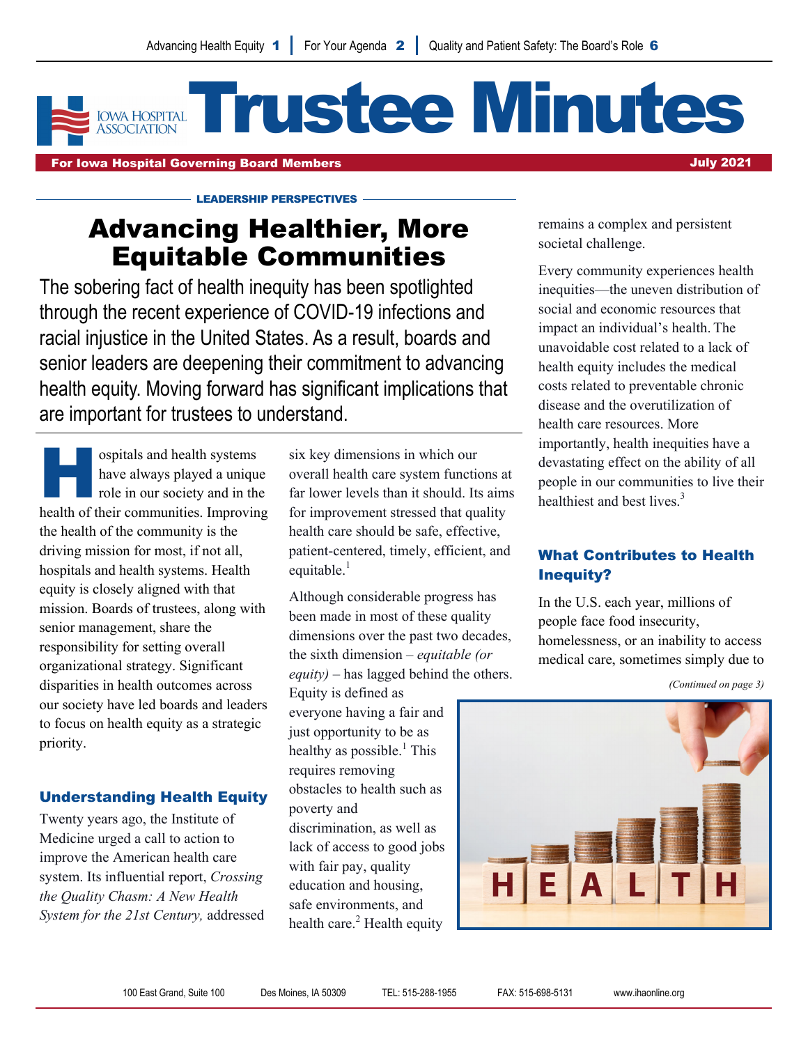Advancing Health Equity 1 | For Your Agenda 2 | Quality and Patient Safety: The Board's Role 6

# Trustee Minutes

**For Iowa Hospital Governing Board Members** — **July 2021**

LEADERSHIP PERSPECTIVES

## Advancing Healthier, More Equitable Communities

The sobering fact of health inequity has been spotlighted through the recent experience of COVID-19 infections and racial injustice in the United States. As a result, boards and senior leaders are deepening their commitment to advancing health equity. Moving forward has significant implications that are important for trustees to understand.

Hospitals and health systems have always played a unique role in our society and in the health of their communities. Improving the health of the community is the driving mission for most, if not all, hospitals and health systems. Health equity is closely aligned with that mission. Boards of trustees, along with senior management, share the responsibility for setting overall organizational strategy. Significant disparities in health outcomes across our society have led boards and leaders to focus on health equity as a strategic priority.

### Understanding Health Equity

Twenty years ago, the Institute of Medicine urged a call to action to improve the American health care system. Its influential report, *Crossing the Quality Chasm: A New Health System for the 21st Century,* addressed six key dimensions in which our overall health care system functions at far lower levels than it should. Its aims for improvement stressed that quality health care should be safe, effective, patient-centered, timely, efficient, and equitable.[1]

Although considerable progress has been made in most of these quality dimensions over the past two decades, the sixth dimension – *equitable (or equity)* – has lagged behind the others. Equity is defined as everyone having a fair and just opportunity to be as healthy as possible.[1] This requires removing obstacles to health such as poverty and discrimination, as well as lack of access to good jobs with fair pay, quality education and housing, safe environments, and health care.[2] Health equity remains a complex and persistent societal challenge.

Every community experiences health inequities—the uneven distribution of social and economic resources that impact an individual's health. The unavoidable cost related to a lack of health equity includes the medical costs related to preventable chronic disease and the overutilization of health care resources. More importantly, health inequities have a devastating effect on the ability of all people in our communities to live their healthiest and best lives.[3]

### What Contributes to Health Inequity?

In the U.S. each year, millions of people face food insecurity, homelessness, or an inability to access medical care, sometimes simply due to

*(Continued on page 3)*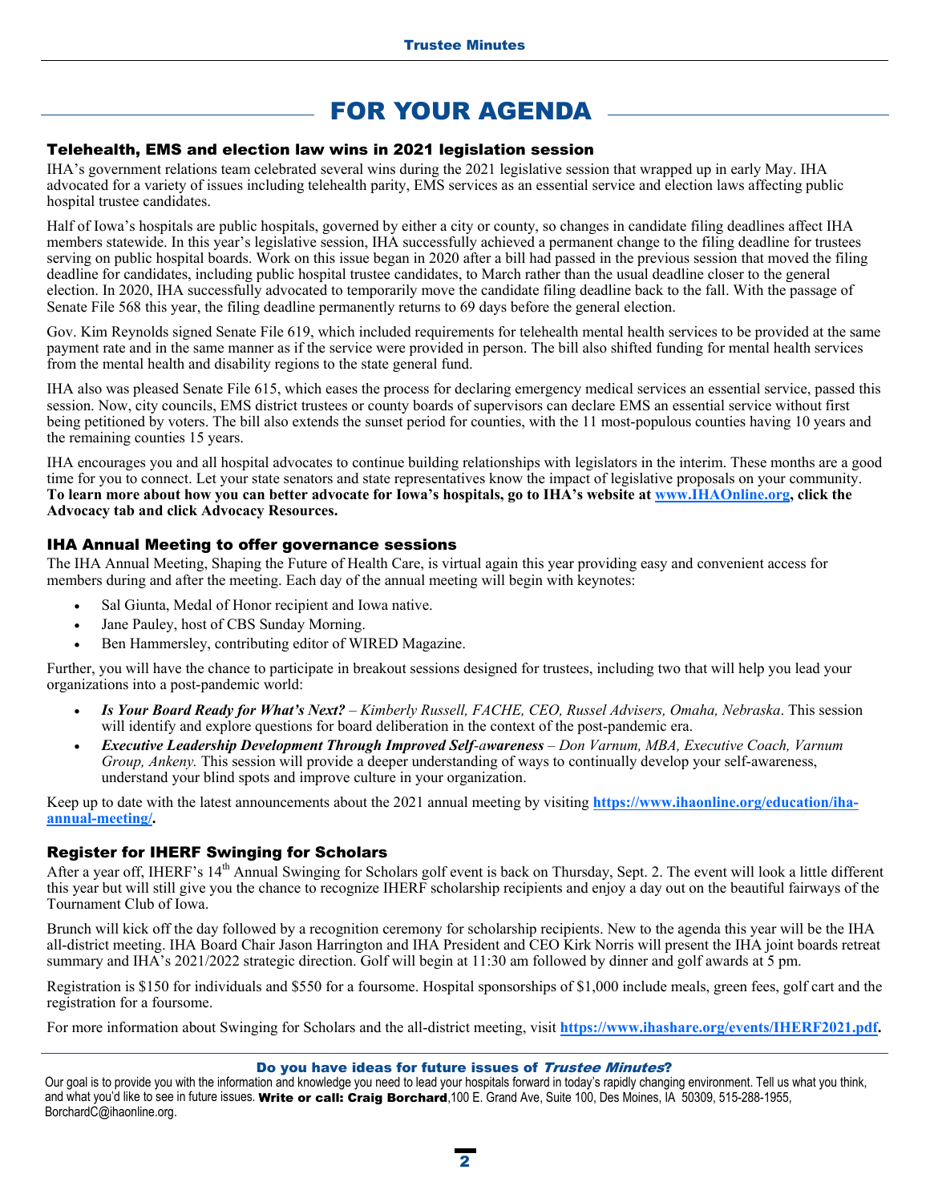# FOR YOUR AGENDA

## Telehealth, EMS and election law wins in 2021 legislation session

IHA's government relations team celebrated several wins during the 2021 legislative session that wrapped up in early May. IHA advocated for a variety of issues including telehealth parity, EMS services as an essential service and election laws affecting public hospital trustee candidates.

Half of Iowa's hospitals are public hospitals, governed by either a city or county, so changes in candidate filing deadlines affect IHA members statewide. In this year's legislative session, IHA successfully achieved a permanent change to the filing deadline for trustees serving on public hospital boards. Work on this issue began in 2020 after a bill had passed in the previous session that moved the filing deadline for candidates, including public hospital trustee candidates, to March rather than the usual deadline closer to the general election. In 2020, IHA successfully advocated to temporarily move the candidate filing deadline back to the fall. With the passage of Senate File 568 this year, the filing deadline permanently returns to 69 days before the general election.

Gov. Kim Reynolds signed Senate File 619, which included requirements for telehealth mental health services to be provided at the same payment rate and in the same manner as if the service were provided in person. The bill also shifted funding for mental health services from the mental health and disability regions to the state general fund.

IHA also was pleased Senate File 615, which eases the process for declaring emergency medical services an essential service, passed this session. Now, city councils, EMS district trustees or county boards of supervisors can declare EMS an essential service without first being petitioned by voters. The bill also extends the sunset period for counties, with the 11 most-populous counties having 10 years and the remaining counties 15 years.

IHA encourages you and all hospital advocates to continue building relationships with legislators in the interim. These months are a good time for you to connect. Let your state senators and state representatives know the impact of legislative proposals on your community. **To learn more about how you can better advocate for Iowa's hospitals, go to IHA's website at www.IHAOnline.org, click the Advocacy tab and click Advocacy Resources.**

## IHA Annual Meeting to offer governance sessions

The IHA Annual Meeting, Shaping the Future of Health Care, is virtual again this year providing easy and convenient access for members during and after the meeting. Each day of the annual meeting will begin with keynotes:

- Sal Giunta, Medal of Honor recipient and Iowa native.
- Jane Pauley, host of CBS Sunday Morning.
- Ben Hammersley, contributing editor of WIRED Magazine.

Further, you will have the chance to participate in breakout sessions designed for trustees, including two that will help you lead your organizations into a post-pandemic world:

- ***Is Your Board Ready for What's Next?*** *– Kimberly Russell, FACHE, CEO, Russel Advisers, Omaha, Nebraska*. This session will identify and explore questions for board deliberation in the context of the post-pandemic era.
- ***Executive Leadership Development Through Improved Self-awareness*** *– Don Varnum, MBA, Executive Coach, Varnum Group, Ankeny.* This session will provide a deeper understanding of ways to continually develop your self-awareness, understand your blind spots and improve culture in your organization.

Keep up to date with the latest announcements about the 2021 annual meeting by visiting **https://www.ihaonline.org/education/iha-annual-meeting/.**

## Register for IHERF Swinging for Scholars

After a year off, IHERF's 14th Annual Swinging for Scholars golf event is back on Thursday, Sept. 2. The event will look a little different this year but will still give you the chance to recognize IHERF scholarship recipients and enjoy a day out on the beautiful fairways of the Tournament Club of Iowa.

Brunch will kick off the day followed by a recognition ceremony for scholarship recipients. New to the agenda this year will be the IHA all-district meeting. IHA Board Chair Jason Harrington and IHA President and CEO Kirk Norris will present the IHA joint boards retreat summary and IHA's 2021/2022 strategic direction. Golf will begin at 11:30 am followed by dinner and golf awards at 5 pm.

Registration is $150 for individuals and $550 for a foursome. Hospital sponsorships of $1,000 include meals, green fees, golf cart and the registration for a foursome.

For more information about Swinging for Scholars and the all-district meeting, visit **https://www.ihashare.org/events/IHERF2021.pdf.**

---

**Do you have ideas for future issues of *Trustee Minutes*?**

Our goal is to provide you with the information and knowledge you need to lead your hospitals forward in today's rapidly changing environment. Tell us what you think, and what you'd like to see in future issues. **Write or call: Craig Borchard**,100 E. Grand Ave, Suite 100, Des Moines, IA 50309, 515-288-1955, BorchardC@ihaonline.org.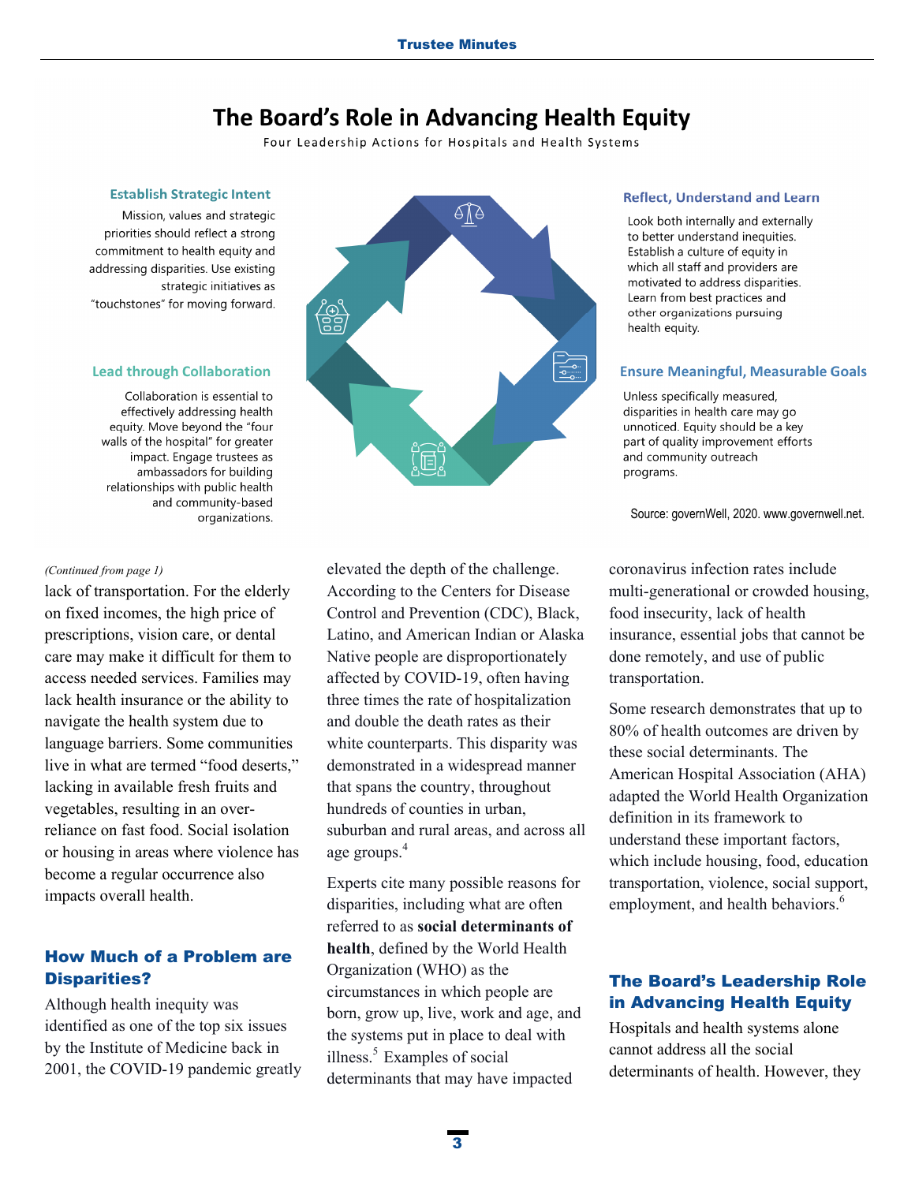## The Board's Role in Advancing Health Equity

Four Leadership Actions for Hospitals and Health Systems

**Establish Strategic Intent**

Mission, values and strategic priorities should reflect a strong commitment to health equity and addressing disparities. Use existing strategic initiatives as "touchstones" for moving forward.

**Reflect, Understand and Learn**

Look both internally and externally to better understand inequities. Establish a culture of equity in which all staff and providers are motivated to address disparities. Learn from best practices and other organizations pursuing health equity.

**Ensure Meaningful, Measurable Goals**

Unless specifically measured, disparities in health care may go unnoticed. Equity should be a key part of quality improvement efforts and community outreach programs.

**Lead through Collaboration**

Collaboration is essential to effectively addressing health equity. Move beyond the "four walls of the hospital" for greater impact. Engage trustees as ambassadors for building relationships with public health and community-based organizations.

Source: governWell, 2020. www.governwell.net.

*(Continued from page 1)*

lack of transportation. For the elderly on fixed incomes, the high price of prescriptions, vision care, or dental care may make it difficult for them to access needed services. Families may lack health insurance or the ability to navigate the health system due to language barriers. Some communities live in what are termed "food deserts," lacking in available fresh fruits and vegetables, resulting in an over-reliance on fast food. Social isolation or housing in areas where violence has become a regular occurrence also impacts overall health.

## How Much of a Problem are Disparities?

Although health inequity was identified as one of the top six issues by the Institute of Medicine back in 2001, the COVID-19 pandemic greatly elevated the depth of the challenge. According to the Centers for Disease Control and Prevention (CDC), Black, Latino, and American Indian or Alaska Native people are disproportionately affected by COVID-19, often having three times the rate of hospitalization and double the death rates as their white counterparts. This disparity was demonstrated in a widespread manner that spans the country, throughout hundreds of counties in urban, suburban and rural areas, and across all age groups.[4]

Experts cite many possible reasons for disparities, including what are often referred to as **social determinants of health**, defined by the World Health Organization (WHO) as the circumstances in which people are born, grow up, live, work and age, and the systems put in place to deal with illness.[5] Examples of social determinants that may have impacted coronavirus infection rates include multi-generational or crowded housing, food insecurity, lack of health insurance, essential jobs that cannot be done remotely, and use of public transportation.

Some research demonstrates that up to 80% of health outcomes are driven by these social determinants. The American Hospital Association (AHA) adapted the World Health Organization definition in its framework to understand these important factors, which include housing, food, education transportation, violence, social support, employment, and health behaviors.[6]

## The Board's Leadership Role in Advancing Health Equity

Hospitals and health systems alone cannot address all the social determinants of health. However, they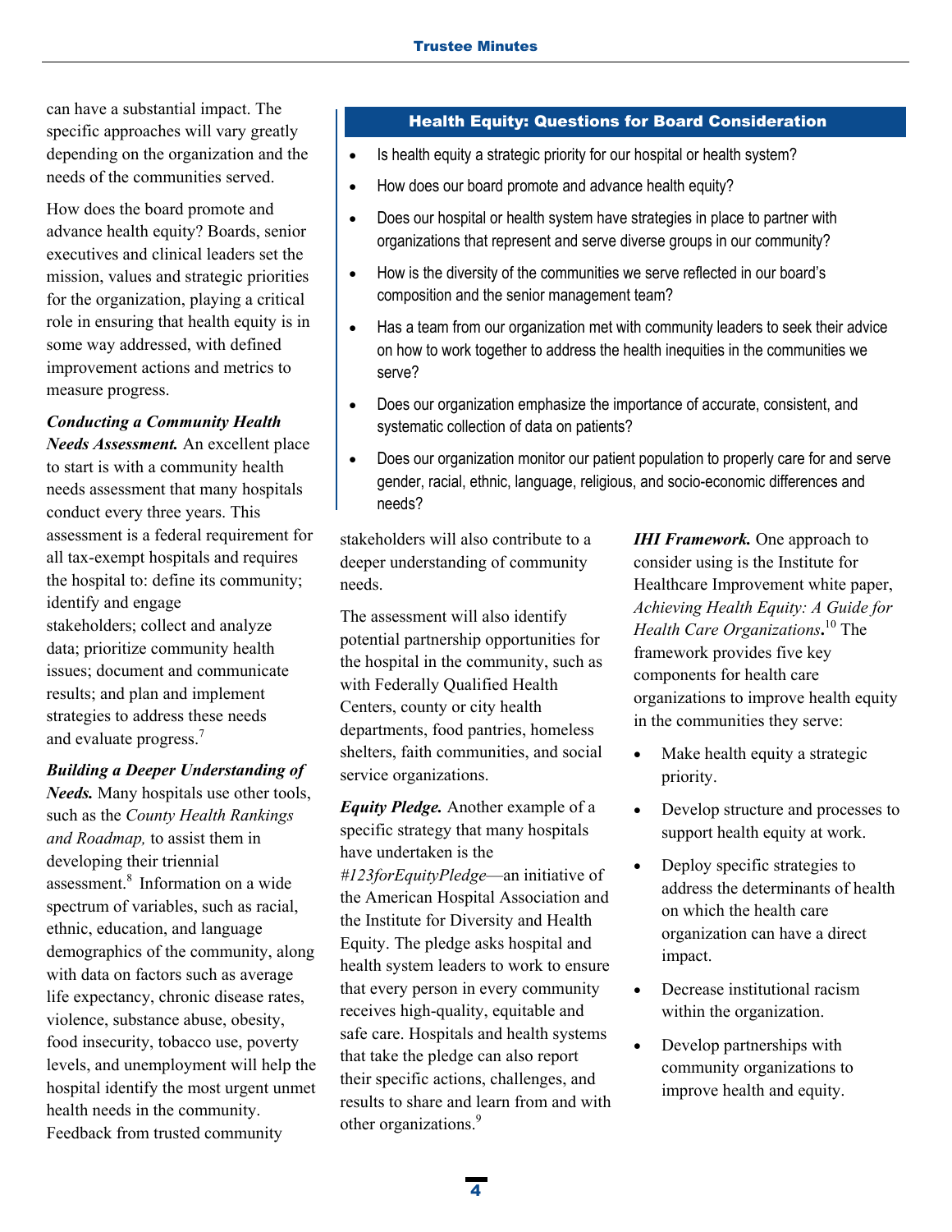can have a substantial impact. The specific approaches will vary greatly depending on the organization and the needs of the communities served.

How does the board promote and advance health equity? Boards, senior executives and clinical leaders set the mission, values and strategic priorities for the organization, playing a critical role in ensuring that health equity is in some way addressed, with defined improvement actions and metrics to measure progress.

***Conducting a Community Health Needs Assessment.*** An excellent place to start is with a community health needs assessment that many hospitals conduct every three years. This assessment is a federal requirement for all tax-exempt hospitals and requires the hospital to: define its community; identify and engage stakeholders; collect and analyze data; prioritize community health issues; document and communicate results; and plan and implement strategies to address these needs and evaluate progress.[7]

***Building a Deeper Understanding of Needs.*** Many hospitals use other tools, such as the *County Health Rankings and Roadmap,* to assist them in developing their triennial assessment.[8] Information on a wide spectrum of variables, such as racial, ethnic, education, and language demographics of the community, along with data on factors such as average life expectancy, chronic disease rates, violence, substance abuse, obesity, food insecurity, tobacco use, poverty levels, and unemployment will help the hospital identify the most urgent unmet health needs in the community. Feedback from trusted community stakeholders will also contribute to a deeper understanding of community needs.

The assessment will also identify potential partnership opportunities for the hospital in the community, such as with Federally Qualified Health Centers, county or city health departments, food pantries, homeless shelters, faith communities, and social service organizations.

***Equity Pledge.*** Another example of a specific strategy that many hospitals have undertaken is the *#123forEquityPledge*—an initiative of the American Hospital Association and the Institute for Diversity and Health Equity. The pledge asks hospital and health system leaders to work to ensure that every person in every community receives high-quality, equitable and safe care. Hospitals and health systems that take the pledge can also report their specific actions, challenges, and results to share and learn from and with other organizations.[9]

***IHI Framework.*** One approach to consider using is the Institute for Healthcare Improvement white paper, *Achieving Health Equity: A Guide for Health Care Organizations*.[10] The framework provides five key components for health care organizations to improve health equity in the communities they serve:

- Make health equity a strategic priority.
- Develop structure and processes to support health equity at work.
- Deploy specific strategies to address the determinants of health on which the health care organization can have a direct impact.
- Decrease institutional racism within the organization.
- Develop partnerships with community organizations to improve health and equity.

### Health Equity: Questions for Board Consideration

- Is health equity a strategic priority for our hospital or health system?
- How does our board promote and advance health equity?
- Does our hospital or health system have strategies in place to partner with organizations that represent and serve diverse groups in our community?
- How is the diversity of the communities we serve reflected in our board's composition and the senior management team?
- Has a team from our organization met with community leaders to seek their advice on how to work together to address the health inequities in the communities we serve?
- Does our organization emphasize the importance of accurate, consistent, and systematic collection of data on patients?
- Does our organization monitor our patient population to properly care for and serve gender, racial, ethnic, language, religious, and socio-economic differences and needs?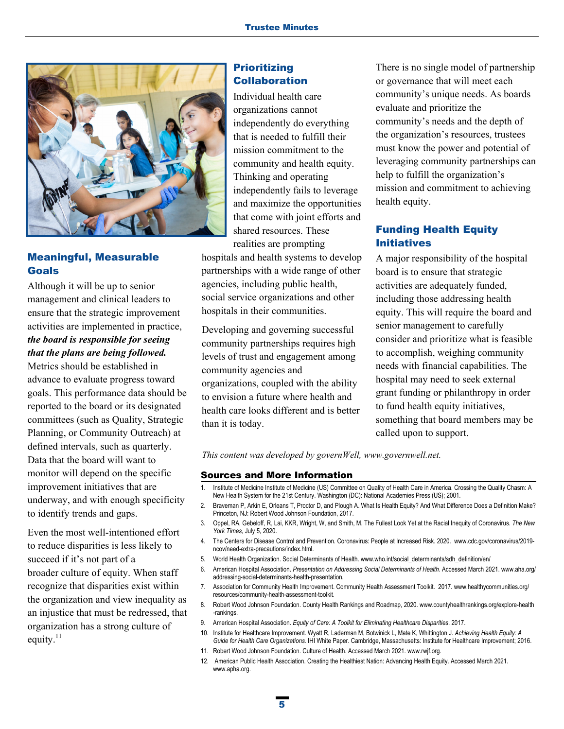## Meaningful, Measurable Goals

Although it will be up to senior management and clinical leaders to ensure that the strategic improvement activities are implemented in practice, ***the board is responsible for seeing that the plans are being followed.*** Metrics should be established in advance to evaluate progress toward goals. This performance data should be reported to the board or its designated committees (such as Quality, Strategic Planning, or Community Outreach) at defined intervals, such as quarterly. Data that the board will want to monitor will depend on the specific improvement initiatives that are underway, and with enough specificity to identify trends and gaps.

Even the most well-intentioned effort to reduce disparities is less likely to succeed if it's not part of a broader culture of equity. When staff recognize that disparities exist within the organization and view inequality as an injustice that must be redressed, that organization has a strong culture of equity.[11]

## Prioritizing Collaboration

Individual health care organizations cannot independently do everything that is needed to fulfill their mission commitment to the community and health equity. Thinking and operating independently fails to leverage and maximize the opportunities that come with joint efforts and shared resources. These realities are prompting hospitals and health systems to develop partnerships with a wide range of other agencies, including public health, social service organizations and other hospitals in their communities.

Developing and governing successful community partnerships requires high levels of trust and engagement among community agencies and organizations, coupled with the ability to envision a future where health and health care looks different and is better than it is today.

There is no single model of partnership or governance that will meet each community's unique needs. As boards evaluate and prioritize the community's needs and the depth of the organization's resources, trustees must know the power and potential of leveraging community partnerships can help to fulfill the organization's mission and commitment to achieving health equity.

## Funding Health Equity Initiatives

A major responsibility of the hospital board is to ensure that strategic activities are adequately funded, including those addressing health equity. This will require the board and senior management to carefully consider and prioritize what is feasible to accomplish, weighing community needs with financial capabilities. The hospital may need to seek external grant funding or philanthropy in order to fund health equity initiatives, something that board members may be called upon to support.

*This content was developed by governWell, www.governwell.net.*

## Sources and More Information

1. Institute of Medicine Institute of Medicine (US) Committee on Quality of Health Care in America. Crossing the Quality Chasm: A New Health System for the 21st Century. Washington (DC): National Academies Press (US); 2001.
2. Braveman P, Arkin E, Orleans T, Proctor D, and Plough A. What Is Health Equity? And What Difference Does a Definition Make? Princeton, NJ: Robert Wood Johnson Foundation, 2017.
3. Oppel, RA, Gebeloff, R, Lai, KKR, Wright, W, and Smith, M. The Fullest Look Yet at the Racial Inequity of Coronavirus. *The New York Times,* July 5, 2020.
4. The Centers for Disease Control and Prevention. Coronavirus: People at Increased Risk. 2020. www.cdc.gov/coronavirus/2019-ncov/need-extra-precautions/index.html.
5. World Health Organization. Social Determinants of Health. www.who.int/social_determinants/sdh_definition/en/
6. American Hospital Association. *Presentation on Addressing Social Determinants of Health*. Accessed March 2021. www.aha.org/addressing-social-determinants-health-presentation.
7. Association for Community Health Improvement. Community Health Assessment Toolkit. 2017. www.healthycommunities.org/resources/community-health-assessment-toolkit.
8. Robert Wood Johnson Foundation. County Health Rankings and Roadmap, 2020. www.countyhealthrankings.org/explore-health-rankings.
9. American Hospital Association. *Equity of Care: A Toolkit for Eliminating Healthcare Disparities*. 2017.
10. Institute for Healthcare Improvement. Wyatt R, Laderman M, Botwinick L, Mate K, Whittington J. *Achieving Health Equity: A Guide for Health Care Organizations.* IHI White Paper. Cambridge, Massachusetts: Institute for Healthcare Improvement; 2016.
11. Robert Wood Johnson Foundation. Culture of Health. Accessed March 2021. www.rwjf.org.
12. American Public Health Association. Creating the Healthiest Nation: Advancing Health Equity. Accessed March 2021. www.apha.org.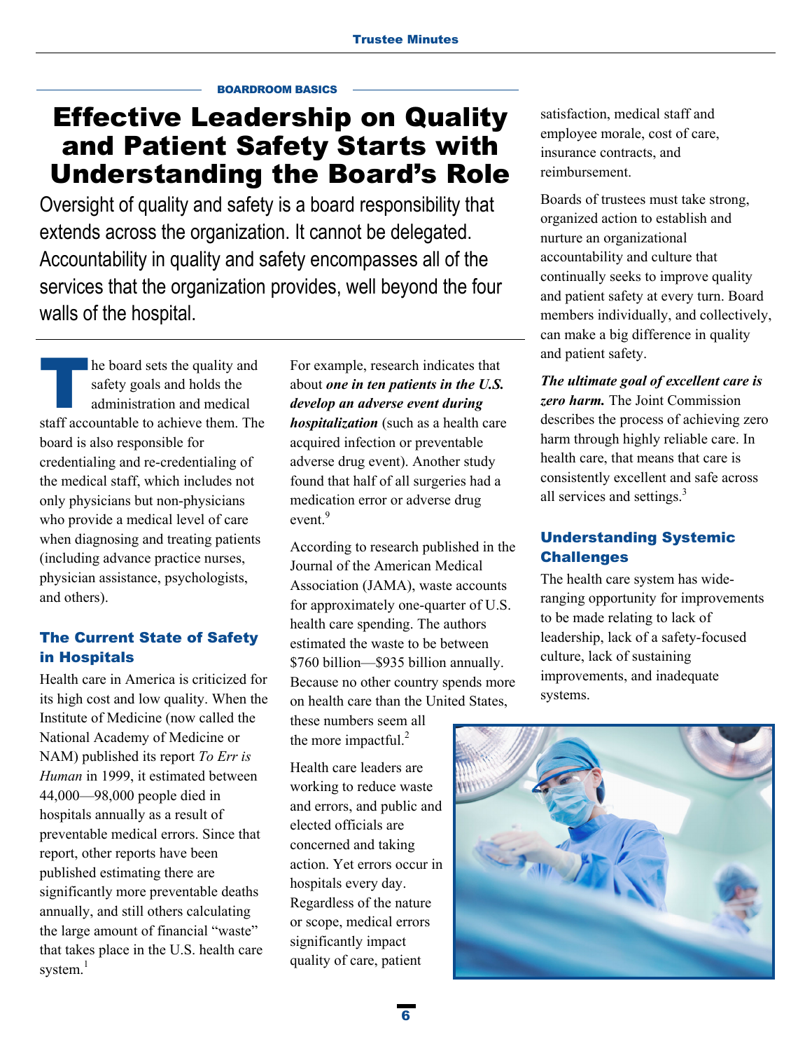BOARDROOM BASICS

# Effective Leadership on Quality and Patient Safety Starts with Understanding the Board's Role

Oversight of quality and safety is a board responsibility that extends across the organization. It cannot be delegated. Accountability in quality and safety encompasses all of the services that the organization provides, well beyond the four walls of the hospital.

The board sets the quality and safety goals and holds the administration and medical staff accountable to achieve them. The board is also responsible for credentialing and re-credentialing of the medical staff, which includes not only physicians but non-physicians who provide a medical level of care when diagnosing and treating patients (including advance practice nurses, physician assistance, psychologists, and others).

## The Current State of Safety in Hospitals

Health care in America is criticized for its high cost and low quality. When the Institute of Medicine (now called the National Academy of Medicine or NAM) published its report *To Err is Human* in 1999, it estimated between 44,000—98,000 people died in hospitals annually as a result of preventable medical errors. Since that report, other reports have been published estimating there are significantly more preventable deaths annually, and still others calculating the large amount of financial "waste" that takes place in the U.S. health care system.[1]

For example, research indicates that about ***one in ten patients in the U.S. develop an adverse event during hospitalization*** (such as a health care acquired infection or preventable adverse drug event). Another study found that half of all surgeries had a medication error or adverse drug event.[9]

According to research published in the Journal of the American Medical Association (JAMA), waste accounts for approximately one-quarter of U.S. health care spending. The authors estimated the waste to be between $760 billion—$935 billion annually. Because no other country spends more on health care than the United States, these numbers seem all the more impactful.[2]

Health care leaders are working to reduce waste and errors, and public and elected officials are concerned and taking action. Yet errors occur in hospitals every day. Regardless of the nature or scope, medical errors significantly impact quality of care, patient satisfaction, medical staff and employee morale, cost of care, insurance contracts, and reimbursement.

Boards of trustees must take strong, organized action to establish and nurture an organizational accountability and culture that continually seeks to improve quality and patient safety at every turn. Board members individually, and collectively, can make a big difference in quality and patient safety.

***The ultimate goal of excellent care is zero harm.*** The Joint Commission describes the process of achieving zero harm through highly reliable care. In health care, that means that care is consistently excellent and safe across all services and settings.[3]

## Understanding Systemic Challenges

The health care system has wide-ranging opportunity for improvements to be made relating to lack of leadership, lack of a safety-focused culture, lack of sustaining improvements, and inadequate systems.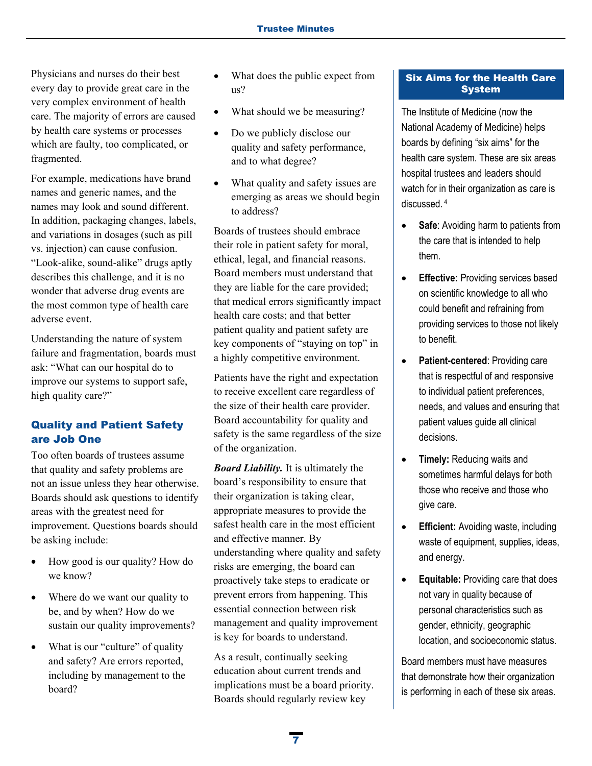Physicians and nurses do their best every day to provide great care in the very complex environment of health care. The majority of errors are caused by health care systems or processes which are faulty, too complicated, or fragmented.

For example, medications have brand names and generic names, and the names may look and sound different. In addition, packaging changes, labels, and variations in dosages (such as pill vs. injection) can cause confusion. "Look-alike, sound-alike" drugs aptly describes this challenge, and it is no wonder that adverse drug events are the most common type of health care adverse event.

Understanding the nature of system failure and fragmentation, boards must ask: "What can our hospital do to improve our systems to support safe, high quality care?"

## Quality and Patient Safety are Job One

Too often boards of trustees assume that quality and safety problems are not an issue unless they hear otherwise. Boards should ask questions to identify areas with the greatest need for improvement. Questions boards should be asking include:

- How good is our quality? How do we know?
- Where do we want our quality to be, and by when? How do we sustain our quality improvements?
- What is our "culture" of quality and safety? Are errors reported, including by management to the board?
- What does the public expect from us?
- What should we be measuring?
- Do we publicly disclose our quality and safety performance, and to what degree?
- What quality and safety issues are emerging as areas we should begin to address?

Boards of trustees should embrace their role in patient safety for moral, ethical, legal, and financial reasons. Board members must understand that they are liable for the care provided; that medical errors significantly impact health care costs; and that better patient quality and patient safety are key components of "staying on top" in a highly competitive environment.

Patients have the right and expectation to receive excellent care regardless of the size of their health care provider. Board accountability for quality and safety is the same regardless of the size of the organization.

***Board Liability.*** It is ultimately the board's responsibility to ensure that their organization is taking clear, appropriate measures to provide the safest health care in the most efficient and effective manner. By understanding where quality and safety risks are emerging, the board can proactively take steps to eradicate or prevent errors from happening. This essential connection between risk management and quality improvement is key for boards to understand.

As a result, continually seeking education about current trends and implications must be a board priority. Boards should regularly review key

### Six Aims for the Health Care System

The Institute of Medicine (now the National Academy of Medicine) helps boards by defining "six aims" for the health care system. These are six areas hospital trustees and leaders should watch for in their organization as care is discussed.[4]

- **Safe**: Avoiding harm to patients from the care that is intended to help them.
- **Effective:** Providing services based on scientific knowledge to all who could benefit and refraining from providing services to those not likely to benefit.
- **Patient-centered**: Providing care that is respectful of and responsive to individual patient preferences, needs, and values and ensuring that patient values guide all clinical decisions.
- **Timely:** Reducing waits and sometimes harmful delays for both those who receive and those who give care.
- **Efficient:** Avoiding waste, including waste of equipment, supplies, ideas, and energy.
- **Equitable:** Providing care that does not vary in quality because of personal characteristics such as gender, ethnicity, geographic location, and socioeconomic status.

Board members must have measures that demonstrate how their organization is performing in each of these six areas.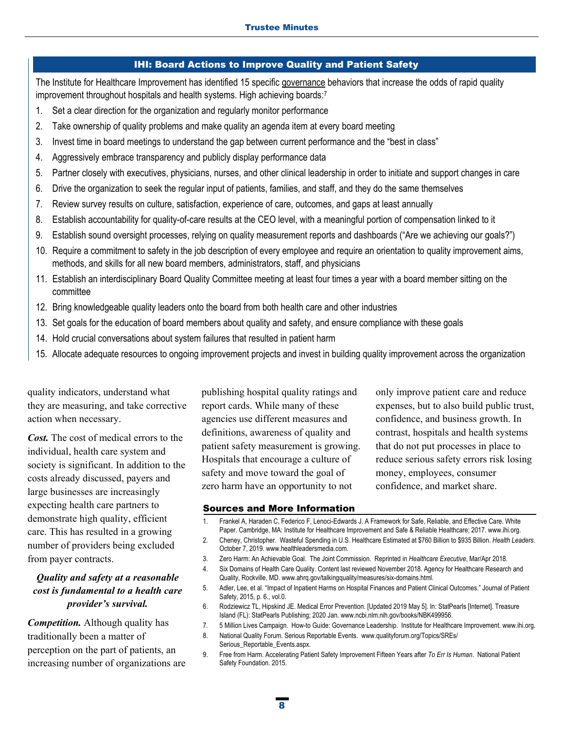## IHI: Board Actions to Improve Quality and Patient Safety

The Institute for Healthcare Improvement has identified 15 specific governance behaviors that increase the odds of rapid quality improvement throughout hospitals and health systems. High achieving boards:[7]

1. Set a clear direction for the organization and regularly monitor performance
2. Take ownership of quality problems and make quality an agenda item at every board meeting
3. Invest time in board meetings to understand the gap between current performance and the "best in class"
4. Aggressively embrace transparency and publicly display performance data
5. Partner closely with executives, physicians, nurses, and other clinical leadership in order to initiate and support changes in care
6. Drive the organization to seek the regular input of patients, families, and staff, and they do the same themselves
7. Review survey results on culture, satisfaction, experience of care, outcomes, and gaps at least annually
8. Establish accountability for quality-of-care results at the CEO level, with a meaningful portion of compensation linked to it
9. Establish sound oversight processes, relying on quality measurement reports and dashboards ("Are we achieving our goals?")
10. Require a commitment to safety in the job description of every employee and require an orientation to quality improvement aims, methods, and skills for all new board members, administrators, staff, and physicians
11. Establish an interdisciplinary Board Quality Committee meeting at least four times a year with a board member sitting on the committee
12. Bring knowledgeable quality leaders onto the board from both health care and other industries
13. Set goals for the education of board members about quality and safety, and ensure compliance with these goals
14. Hold crucial conversations about system failures that resulted in patient harm
15. Allocate adequate resources to ongoing improvement projects and invest in building quality improvement across the organization

quality indicators, understand what they are measuring, and take corrective action when necessary.

***Cost.*** The cost of medical errors to the individual, health care system and society is significant. In addition to the costs already discussed, payers and large businesses are increasingly expecting health care partners to demonstrate high quality, efficient care. This has resulted in a growing number of providers being excluded from payer contracts.

***Quality and safety at a reasonable cost is fundamental to a health care provider's survival.***

***Competition.*** Although quality has traditionally been a matter of perception on the part of patients, an increasing number of organizations are publishing hospital quality ratings and report cards. While many of these agencies use different measures and definitions, awareness of quality and patient safety measurement is growing. Hospitals that encourage a culture of safety and move toward the goal of zero harm have an opportunity to not only improve patient care and reduce expenses, but to also build public trust, confidence, and business growth. In contrast, hospitals and health systems that do not put processes in place to reduce serious safety errors risk losing money, employees, consumer confidence, and market share.

### Sources and More Information

1. Frankel A, Haraden C, Federico F, Lenoci-Edwards J. A Framework for Safe, Reliable, and Effective Care. White Paper. Cambridge, MA: Institute for Healthcare Improvement and Safe & Reliable Healthcare; 2017. www.ihi.org.
2. Cheney, Christopher. Wasteful Spending in U.S. Healthcare Estimated at $760 Billion to $935 Billion. *Health Leaders.* October 7, 2019. www.healthleadersmedia.com.
3. Zero Harm: An Achievable Goal. The Joint Commission. Reprinted in *Healthcare Executive*, Mar/Apr 2018.
4. Six Domains of Health Care Quality. Content last reviewed November 2018. Agency for Healthcare Research and Quality, Rockville, MD. www.ahrq.gov/talkingquality/measures/six-domains.html.
5. Adler, Lee, et al. "Impact of Inpatient Harms on Hospital Finances and Patient Clinical Outcomes." Journal of Patient Safety, 2015, p. 6., vol.0.
6. Rodziewicz TL, Hipskind JE. Medical Error Prevention. [Updated 2019 May 5]. In: StatPearls [Internet]. Treasure Island (FL): StatPearls Publishing; 2020 Jan. www.ncbi.nlm.nih.gov/books/NBK499956.
7. 5 Million Lives Campaign. How-to Guide: Governance Leadership. Institute for Healthcare Improvement. www.ihi.org.
8. National Quality Forum. Serious Reportable Events. www.qualityforum.org/Topics/SREs/Serious_Reportable_Events.aspx.
9. Free from Harm. Accelerating Patient Safety Improvement Fifteen Years after *To Err Is Human*. National Patient Safety Foundation. 2015.